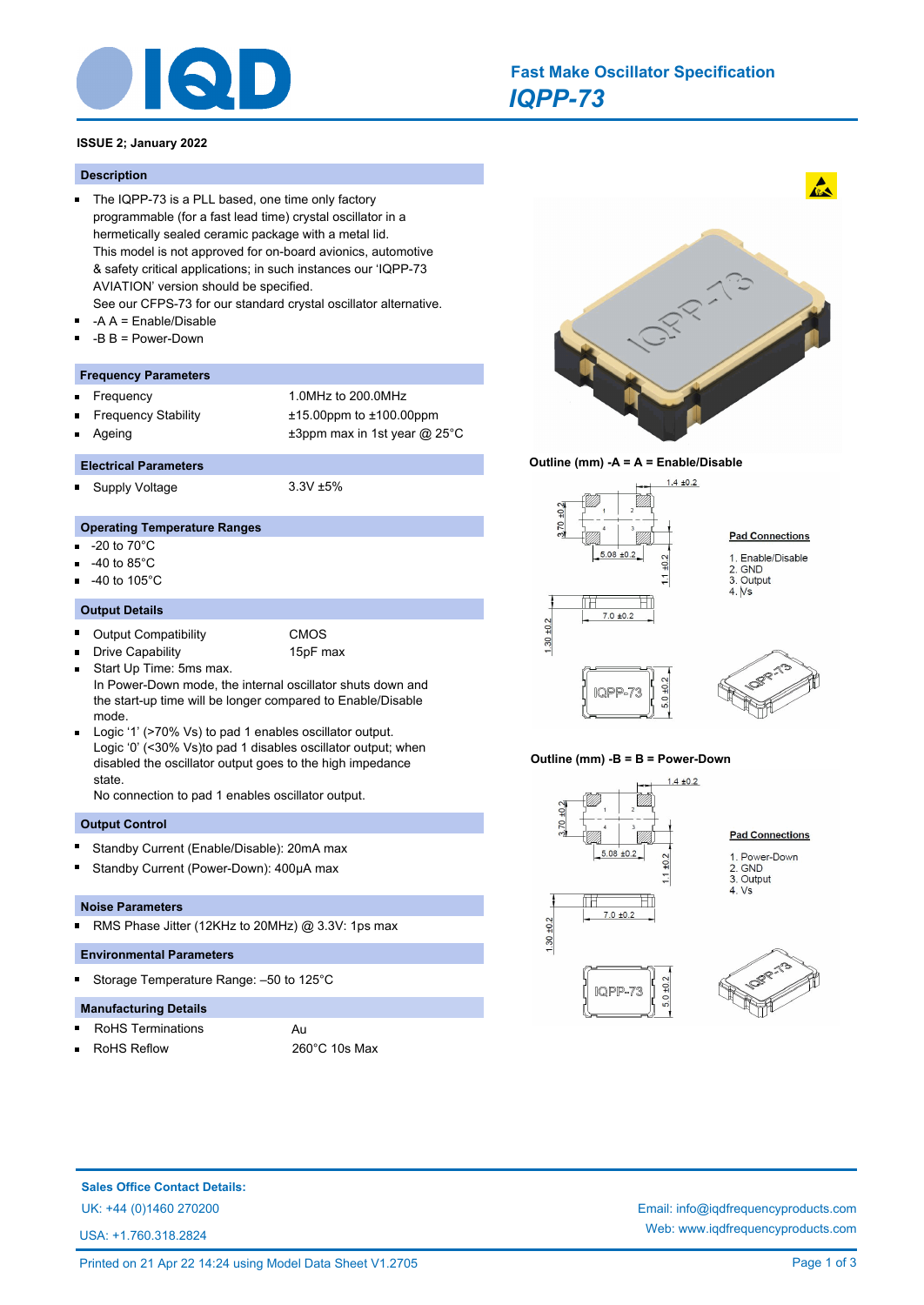# Fast Make Oscillator Specification

## *IQPP-73*

**ISSUE 2; January 2022**

## Description

- The IQPP-73 is a PLL based, one time only factory programmable (for a fast lead time) crystal oscillator in a hermetically sealed ceramic package with a metal lid.
  This model is not approved for on-board avionics, automotive & safety critical applications; in such instances our 'IQPP-73 AVIATION' version should be specified.
  See our CFPS-73 for our standard crystal oscillator alternative.
- -A A = Enable/Disable
- -B B = Power-Down

## Frequency Parameters

| | |
|---|---|
| Frequency | 1.0MHz to 200.0MHz |
| Frequency Stability | ±15.00ppm to ±100.00ppm |
| Ageing | ±3ppm max in 1st year @ 25°C |

## Electrical Parameters

| | |
|---|---|
| Supply Voltage | 3.3V ±5% |

## Operating Temperature Ranges

- -20 to 70°C
- -40 to 85°C
- -40 to 105°C

## Output Details

| | |
|---|---|
| Output Compatibility | CMOS |
| Drive Capability | 15pF max |

- Start Up Time: 5ms max.
  In Power-Down mode, the internal oscillator shuts down and the start-up time will be longer compared to Enable/Disable mode.
- Logic '1' (>70% Vs) to pad 1 enables oscillator output.
  Logic '0' (<30% Vs)to pad 1 disables oscillator output; when disabled the oscillator output goes to the high impedance state.
  No connection to pad 1 enables oscillator output.

## Output Control

- Standby Current (Enable/Disable): 20mA max
- Standby Current (Power-Down): 400µA max

## Noise Parameters

- RMS Phase Jitter (12KHz to 20MHz) @ 3.3V: 1ps max

## Environmental Parameters

- Storage Temperature Range: –50 to 125°C

## Manufacturing Details

| | |
|---|---|
| RoHS Terminations | Au |
| RoHS Reflow | 260°C 10s Max |

**Outline (mm) -A = A = Enable/Disable**

**Pad Connections**

1. Enable/Disable
2. GND
3. Output
4. Vs

**Outline (mm) -B = B = Power-Down**

**Pad Connections**

1. Power-Down
2. GND
3. Output
4. Vs

**Sales Office Contact Details:**

UK: +44 (0)1460 270200

USA: +1.760.318.2824

Email: info@iqdfrequencyproducts.com

Web: www.iqdfrequencyproducts.com

Printed on 21 Apr 22 14:24 using Model Data Sheet V1.2705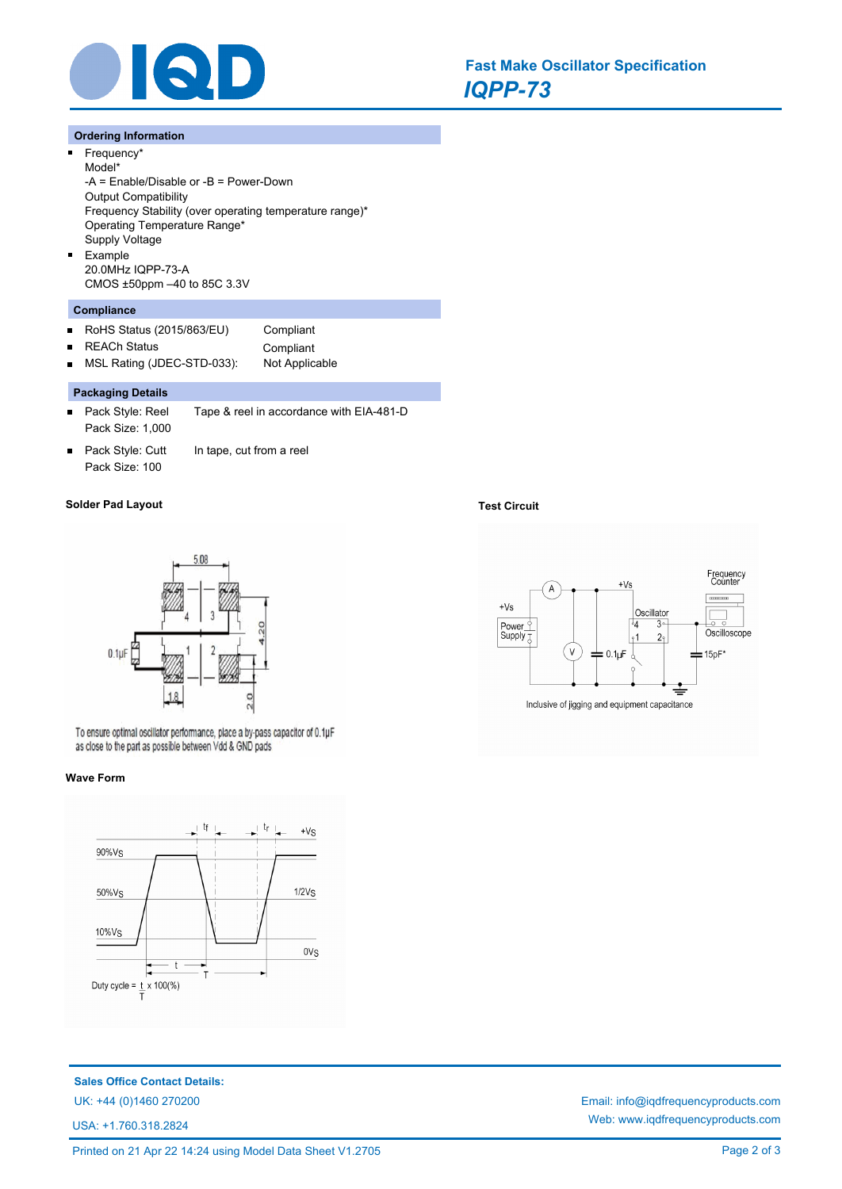## Ordering Information

- Frequency*
  Model*
  -A = Enable/Disable or -B = Power-Down
  Output Compatibility
  Frequency Stability (over operating temperature range)*
  Operating Temperature Range*
  Supply Voltage
- Example
  20.0MHz IQPP-73-A
  CMOS ±50ppm –40 to 85C 3.3V

## Compliance

- RoHS Status (2015/863/EU) Compliant
- REACH Status Compliant
- MSL Rating (JDEC-STD-033): Not Applicable

## Packaging Details

- Pack Style: Reel Tape & reel in accordance with EIA-481-D
  Pack Size: 1,000
- Pack Style: Cutt In tape, cut from a reel
  Pack Size: 100

### Solder Pad Layout

To ensure optimal oscillator performance, place a by-pass capacitor of 0.1µF as close to the part as possible between Vdd & GND pads

### Test Circuit

Inclusive of jigging and equipment capacitance

### Wave Form

Duty cycle = $\frac{t}{T}$ x 100(%)

**Sales Office Contact Details:**

UK: +44 (0)1460 270200

USA: +1.760.318.2824

Email: info@iqdfrequencyproducts.com

Web: www.iqdfrequencyproducts.com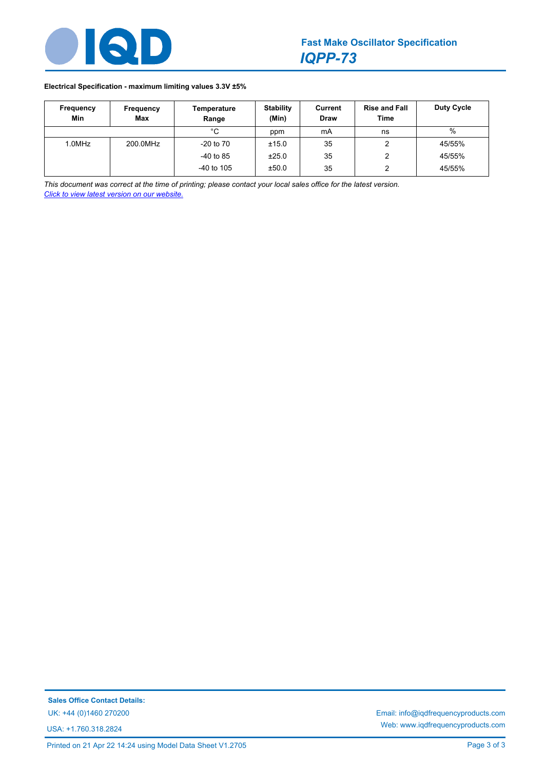**Electrical Specification - maximum limiting values 3.3V ±5%**

| Frequency Min | Frequency Max | Temperature Range | Stability (Min) | Current Draw | Rise and Fall Time | Duty Cycle |
|---|---|---|---|---|---|---|
| | | °C | ppm | mA | ns | % |
| 1.0MHz | 200.0MHz | -20 to 70 | ±15.0 | 35 | 2 | 45/55% |
| | | -40 to 85 | ±25.0 | 35 | 2 | 45/55% |
| | | -40 to 105 | ±50.0 | 35 | 2 | 45/55% |

*This document was correct at the time of printing; please contact your local sales office for the latest version.*
*Click to view latest version on our website.*

**Sales Office Contact Details:**

UK: +44 (0)1460 270200

USA: +1.760.318.2824

Email: info@iqdfrequencyproducts.com

Web: www.iqdfrequencyproducts.com

Printed on 21 Apr 22 14:24 using Model Data Sheet V1.2705